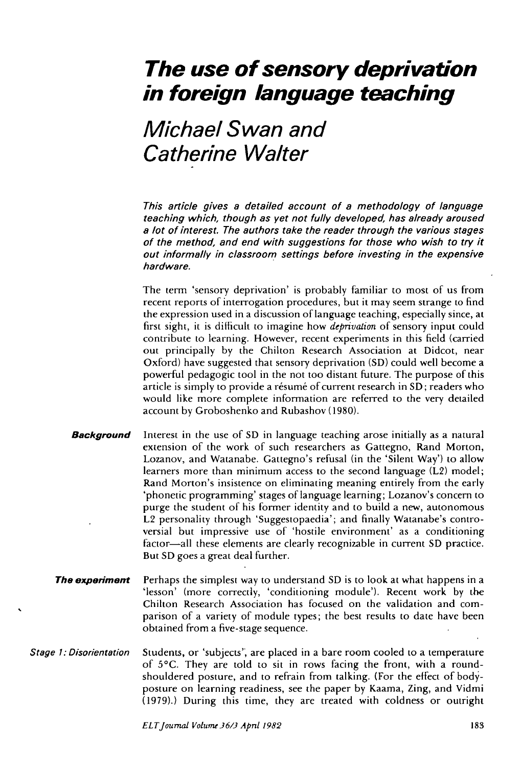# *The use of sensory deprivation in foreign language teaching*

*Michael Swan and Catherine Walter*

*This article gives a detailed account of a methodology of language teaching which, though as yet not fully developed, has already aroused a lot of interest. The authors take the reader through the various stages of the method, and end with suggestions for those who wish to try it out informally in classroom settings before investing in the expensive hardware.*

The term 'sensory deprivation' is probably familiar to most of us from recent reports of interrogation procedures, but it may seem strange to find the expression used in a discussion of language teaching, especially since, at first sight, it is difficult to imagine how *deprivation* of sensory input could contribute to learning. However, recent experiments in this field (carried out principally by the Chilton Research Association at Didcot, near Oxford) have suggested that sensory deprivation (SD) could well become a powerful pedagogic tool in the not too distant future. The purpose of this article is simply to provide a résumé of current research in SD; readers who would like more complete information are referred to the very detailed account by Groboshenko and Rubashov (1980).

## Background

Interest in the use of SD in language teaching arose initially as a natural extension of the work of such researchers as Gattegno, Rand Morton, Lozanov, and Watanabe. Gattegno's refusal (in the 'Silent Way') to allow learners more than minimum access to the second language (L2) model; Rand Morton's insistence on eliminating meaning entirely from the early 'phonetic programming' stages of language learning; Lozanov's concern to purge the student of his former identity and to build a new, autonomous L2 personality through 'Suggestopaedia'; and finally Watanabe's controversial but impressive use of 'hostile environment' as a conditioning factor—all these elements are clearly recognizable in current SD practice. But SD goes a great deal further.

## The experiment

Perhaps the simplest way to understand SD is to look at what happens in a 'lesson' (more correctly, 'conditioning module'). Recent work by the Chilton Research Association has focused on the validation and comparison of a variety of module types; the best results to date have been obtained from a five-stage sequence.

### Stage 1: Disorientation

Students, or 'subjects', are placed in a bare room cooled to a temperature of 5°C. They are told to sit in rows facing the front, with a round-shouldered posture, and to refrain from talking. (For the effect of body-posture on learning readiness, see the paper by Kaama, Zing, and Vidmi (1979).) During this time, they are treated with coldness or outright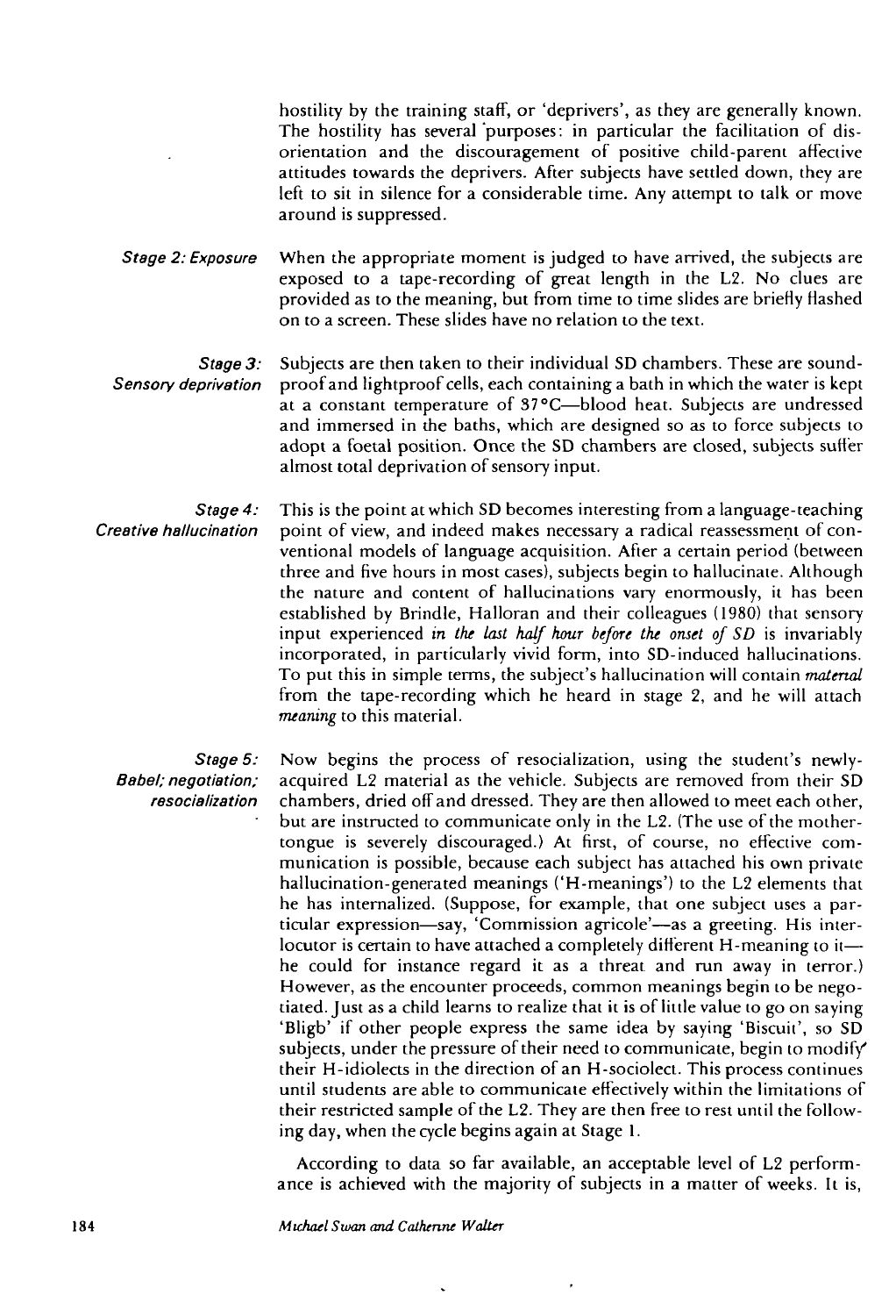hostility by the training staff, or 'deprivers', as they are generally known. The hostility has several purposes: in particular the facilitation of disorientation and the discouragement of positive child-parent affective attitudes towards the deprivers. After subjects have settled down, they are left to sit in silence for a considerable time. Any attempt to talk or move around is suppressed.

*Stage 2: Exposure*

When the appropriate moment is judged to have arrived, the subjects are exposed to a tape-recording of great length in the L2. No clues are provided as to the meaning, but from time to time slides are briefly flashed on to a screen. These slides have no relation to the text.

*Stage 3: Sensory deprivation*

Subjects are then taken to their individual SD chambers. These are soundproof and lightproof cells, each containing a bath in which the water is kept at a constant temperature of 37°C—blood heat. Subjects are undressed and immersed in the baths, which are designed so as to force subjects to adopt a foetal position. Once the SD chambers are closed, subjects suffer almost total deprivation of sensory input.

*Stage 4: Creative hallucination*

This is the point at which SD becomes interesting from a language-teaching point of view, and indeed makes necessary a radical reassessment of conventional models of language acquisition. After a certain period (between three and five hours in most cases), subjects begin to hallucinate. Although the nature and content of hallucinations vary enormously, it has been established by Brindle, Halloran and their colleagues (1980) that sensory input experienced *in the last half hour before the onset of SD* is invariably incorporated, in particularly vivid form, into SD-induced hallucinations. To put this in simple terms, the subject's hallucination will contain *material* from the tape-recording which he heard in stage 2, and he will attach *meaning* to this material.

*Stage 5: Babel; negotiation; resocialization*

Now begins the process of resocialization, using the student's newly-acquired L2 material as the vehicle. Subjects are removed from their SD chambers, dried off and dressed. They are then allowed to meet each other, but are instructed to communicate only in the L2. (The use of the mother-tongue is severely discouraged.) At first, of course, no effective communication is possible, because each subject has attached his own private hallucination-generated meanings ('H-meanings') to the L2 elements that he has internalized. (Suppose, for example, that one subject uses a particular expression—say, 'Commission agricole'—as a greeting. His interlocutor is certain to have attached a completely different H-meaning to it—he could for instance regard it as a threat and run away in terror.) However, as the encounter proceeds, common meanings begin to be negotiated. Just as a child learns to realize that it is of little value to go on saying 'Bligb' if other people express the same idea by saying 'Biscuit', so SD subjects, under the pressure of their need to communicate, begin to modify their H-idiolects in the direction of an H-sociolect. This process continues until students are able to communicate effectively within the limitations of their restricted sample of the L2. They are then free to rest until the following day, when the cycle begins again at Stage 1.

According to data so far available, an acceptable level of L2 performance is achieved with the majority of subjects in a matter of weeks. It is,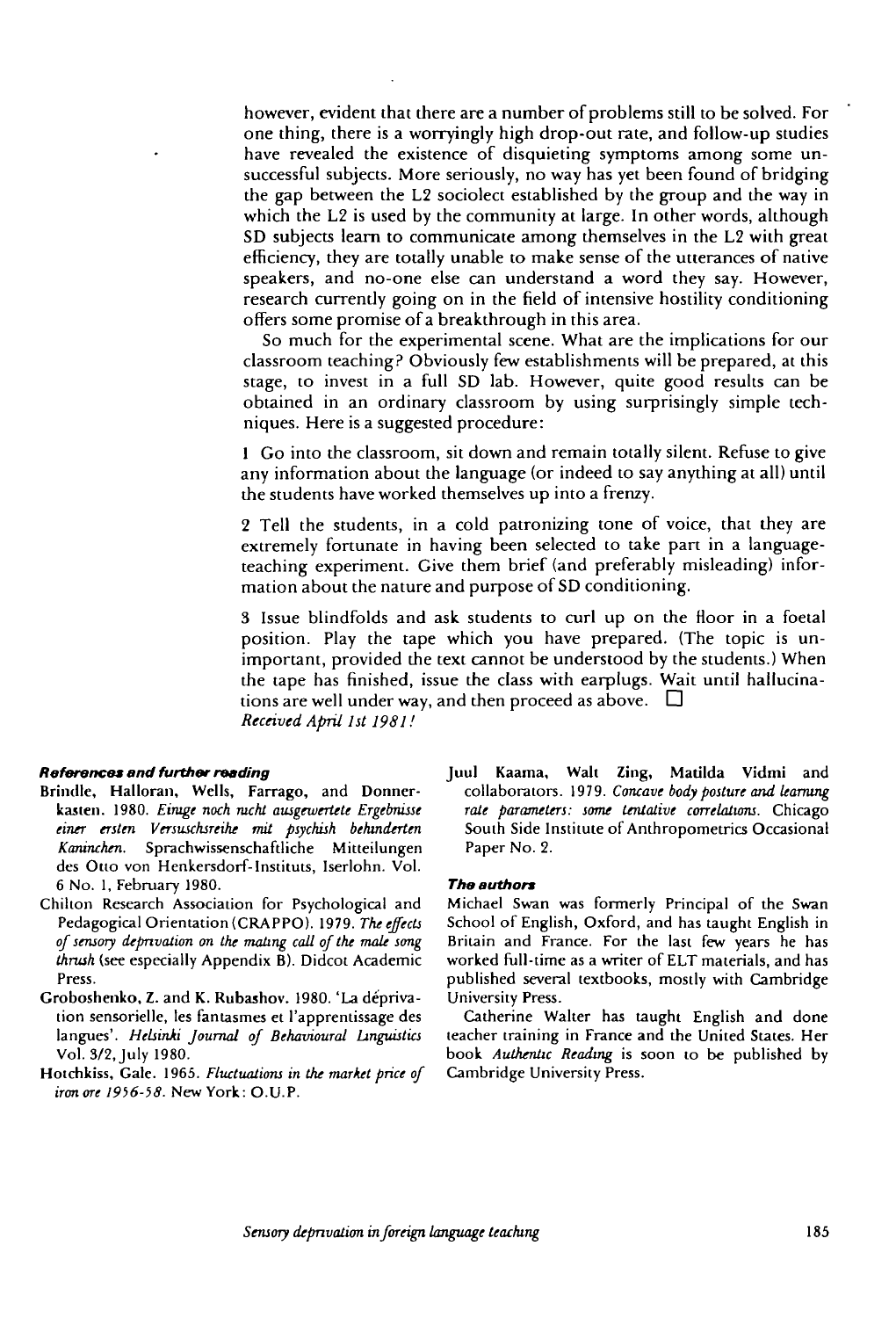however, evident that there are a number of problems still to be solved. For one thing, there is a worryingly high drop-out rate, and follow-up studies have revealed the existence of disquieting symptoms among some unsuccessful subjects. More seriously, no way has yet been found of bridging the gap between the L2 sociolect established by the group and the way in which the L2 is used by the community at large. In other words, although SD subjects learn to communicate among themselves in the L2 with great efficiency, they are totally unable to make sense of the utterances of native speakers, and no-one else can understand a word they say. However, research currently going on in the field of intensive hostility conditioning offers some promise of a breakthrough in this area.

So much for the experimental scene. What are the implications for our classroom teaching? Obviously few establishments will be prepared, at this stage, to invest in a full SD lab. However, quite good results can be obtained in an ordinary classroom by using surprisingly simple techniques. Here is a suggested procedure:

1 Go into the classroom, sit down and remain totally silent. Refuse to give any information about the language (or indeed to say anything at all) until the students have worked themselves up into a frenzy.

2 Tell the students, in a cold patronizing tone of voice, that they are extremely fortunate in having been selected to take part in a language-teaching experiment. Give them brief (and preferably misleading) information about the nature and purpose of SD conditioning.

3 Issue blindfolds and ask students to curl up on the floor in a foetal position. Play the tape which you have prepared. (The topic is unimportant, provided the text cannot be understood by the students.) When the tape has finished, issue the class with earplugs. Wait until hallucinations are well under way, and then proceed as above. □

*Received April 1st 1981!*

### References and further reading

Brindle, Halloran, Wells, Farrago, and Donnerkasten. 1980. *Einige noch nicht ausgewertete Ergebnisse einer ersten Versuchsreihe mit psychish behinderten Kaninchen.* Sprachwissenschaftliche Mitteilungen des Otto von Henkersdorf-Instituts, Iserlohn. Vol. 6 No. 1, February 1980.

Chilton Research Association for Psychological and Pedagogical Orientation (CRAPPO). 1979. *The effects of sensory deprivation on the mating call of the male song thrush* (see especially Appendix B). Didcot Academic Press.

Groboshenko, Z. and K. Rubashov. 1980. 'La déprivation sensorielle, les fantasmes et l'apprentissage des langues'. *Helsinki Journal of Behavioural Linguistics* Vol. 3/2, July 1980.

Hotchkiss, Gale. 1965. *Fluctuations in the market price of iron ore 1956-58.* New York: O.U.P.

Juul Kaama, Walt Zing, Matilda Vidmi and collaborators. 1979. *Concave body posture and learning rate parameters: some tentative correlations.* Chicago South Side Institute of Anthropometrics Occasional Paper No. 2.

### The authors

Michael Swan was formerly Principal of the Swan School of English, Oxford, and has taught English in Britain and France. For the last few years he has worked full-time as a writer of ELT materials, and has published several textbooks, mostly with Cambridge University Press.

Catherine Walter has taught English and done teacher training in France and the United States. Her book *Authentic Reading* is soon to be published by Cambridge University Press.